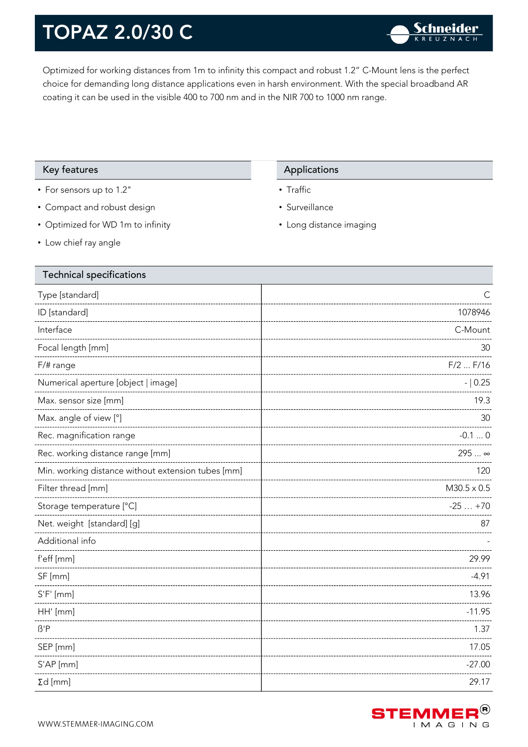# TOPAZ 2.0/30 C

Optimized for working distances from 1m to infinity this compact and robust 1.2" C-Mount lens is the perfect choice for demanding long distance applications even in harsh environment. With the special broadband AR coating it can be used in the visible 400 to 700 nm and in the NIR 700 to 1000 nm range.

## Key features

- For sensors up to 1.2"
- Compact and robust design
- Optimized for WD 1m to infinity
- Low chief ray angle

## Applications

- Traffic
- Surveillance
- Long distance imaging

## Technical specifications

| Parameter | Value |
|---|---|
| Type [standard] | C |
| ID [standard] | 1078946 |
| Interface | C-Mount |
| Focal length [mm] | 30 |
| F/# range | F/2 ... F/16 |
| Numerical aperture [object \| image] | - \| 0.25 |
| Max. sensor size [mm] | 19.3 |
| Max. angle of view [°] | 30 |
| Rec. magnification range | -0.1 ... 0 |
| Rec. working distance range [mm] | 295 ... ∞ |
| Min. working distance without extension tubes [mm] | 120 |
| Filter thread [mm] | M30.5 x 0.5 |
| Storage temperature [°C] | -25 … +70 |
| Net. weight [standard] [g] | 87 |
| Additional info | - |
| f'eff [mm] | 29.99 |
| SF [mm] | -4.91 |
| S'F' [mm] | 13.96 |
| HH' [mm] | -11.95 |
| ß'P | 1.37 |
| SEP [mm] | 17.05 |
| S'AP [mm] | -27.00 |
| Σd [mm] | 29.17 |

WWW.STEMMER-IMAGING.COM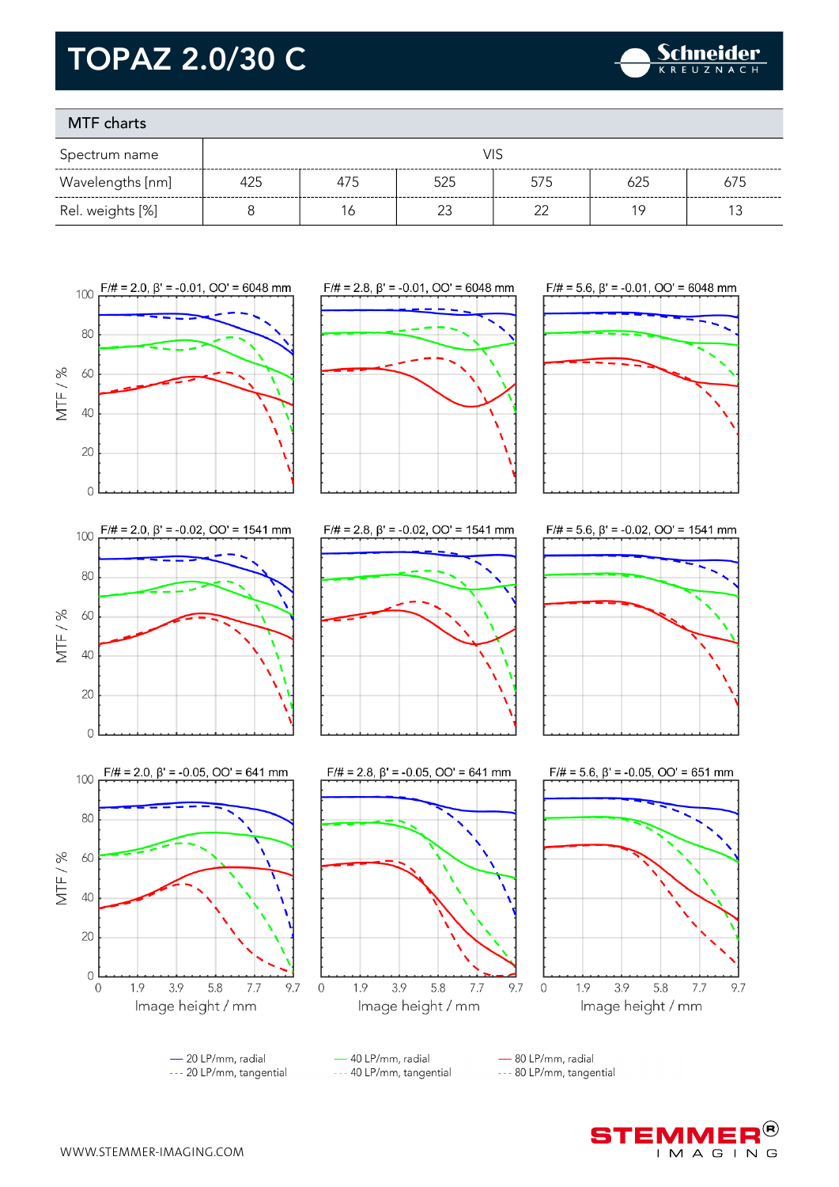# TOPAZ 2.0/30 C

## MTF charts

| Spectrum name | VIS | | | | | |
|---|---|---|---|---|---|---|
| Wavelengths [nm] | 425 | 475 | 525 | 575 | 625 | 675 |
| Rel. weights [%] | 8 | 16 | 23 | 22 | 19 | 13 |

F/# = 2.0, β' = -0.01, OO' = 6048 mm

F/# = 2.8, β' = -0.01, OO' = 6048 mm

F/# = 5.6, β' = -0.01, OO' = 6048 mm

F/# = 2.0, β' = -0.02, OO' = 1541 mm

F/# = 2.8, β' = -0.02, OO' = 1541 mm

F/# = 5.6, β' = -0.02, OO' = 1541 mm

F/# = 2.0, β' = -0.05, OO' = 641 mm

F/# = 2.8, β' = -0.05, OO' = 641 mm

F/# = 5.6, β' = -0.05, OO' = 651 mm

MTF / %

Image height / mm

— 20 LP/mm, radial
--- 20 LP/mm, tangential
— 40 LP/mm, radial
--- 40 LP/mm, tangential
— 80 LP/mm, radial
--- 80 LP/mm, tangential

WWW.STEMMER-IMAGING.COM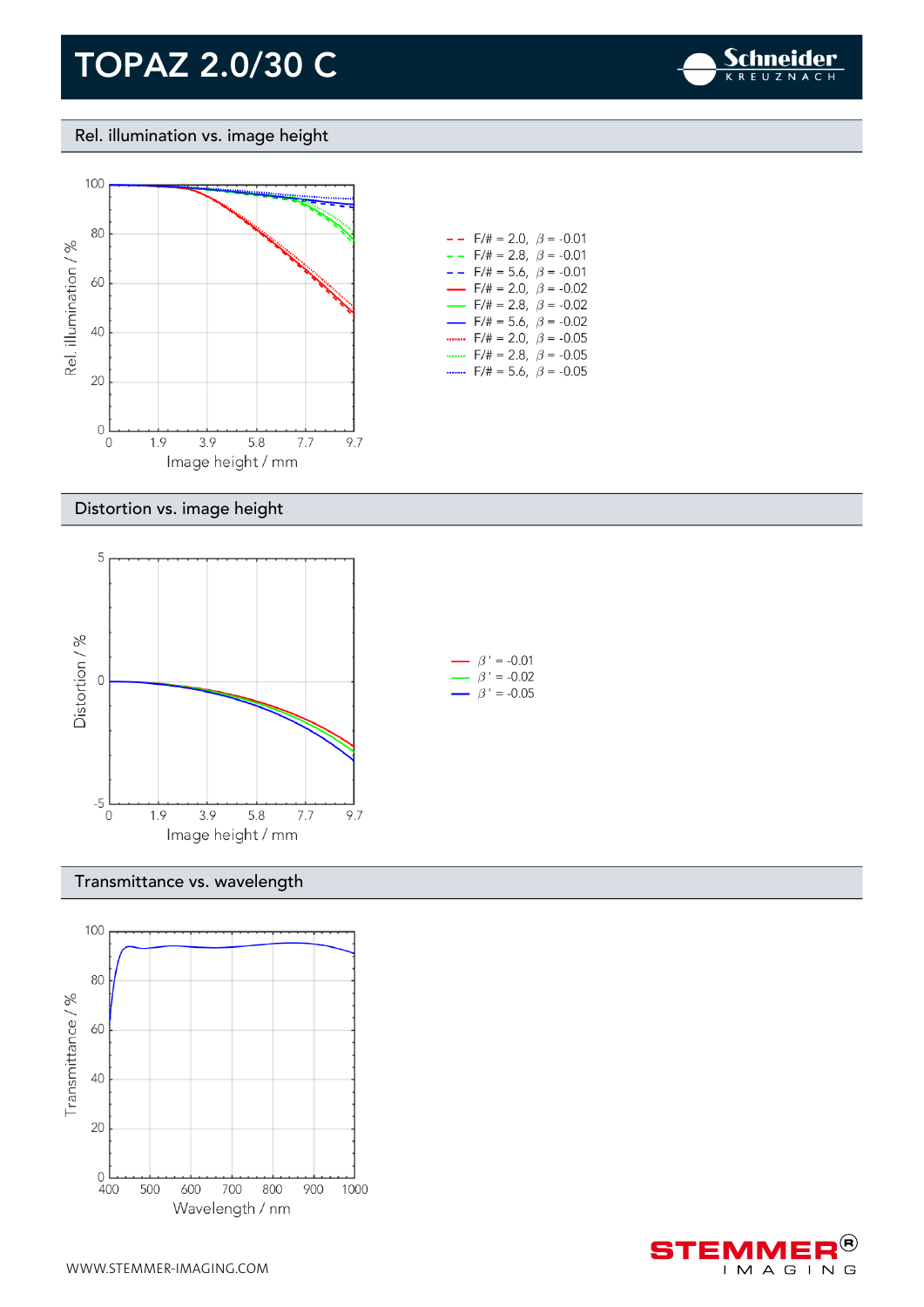# TOPAZ 2.0/30 C

## Rel. illumination vs. image height

Rel. illumination / %

Image height / mm

- F/# = 2.0, $\beta$ = -0.01
- F/# = 2.8, $\beta$ = -0.01
- F/# = 5.6, $\beta$ = -0.01
- F/# = 2.0, $\beta$ = -0.02
- F/# = 2.8, $\beta$ = -0.02
- F/# = 5.6, $\beta$ = -0.02
- F/# = 2.0, $\beta$ = -0.05
- F/# = 2.8, $\beta$ = -0.05
- F/# = 5.6, $\beta$ = -0.05

## Distortion vs. image height

Distortion / %

Image height / mm

- $\beta'$ = -0.01
- $\beta'$ = -0.02
- $\beta'$ = -0.05

## Transmittance vs. wavelength

Transmittance / %

Wavelength / nm

WWW.STEMMER-IMAGING.COM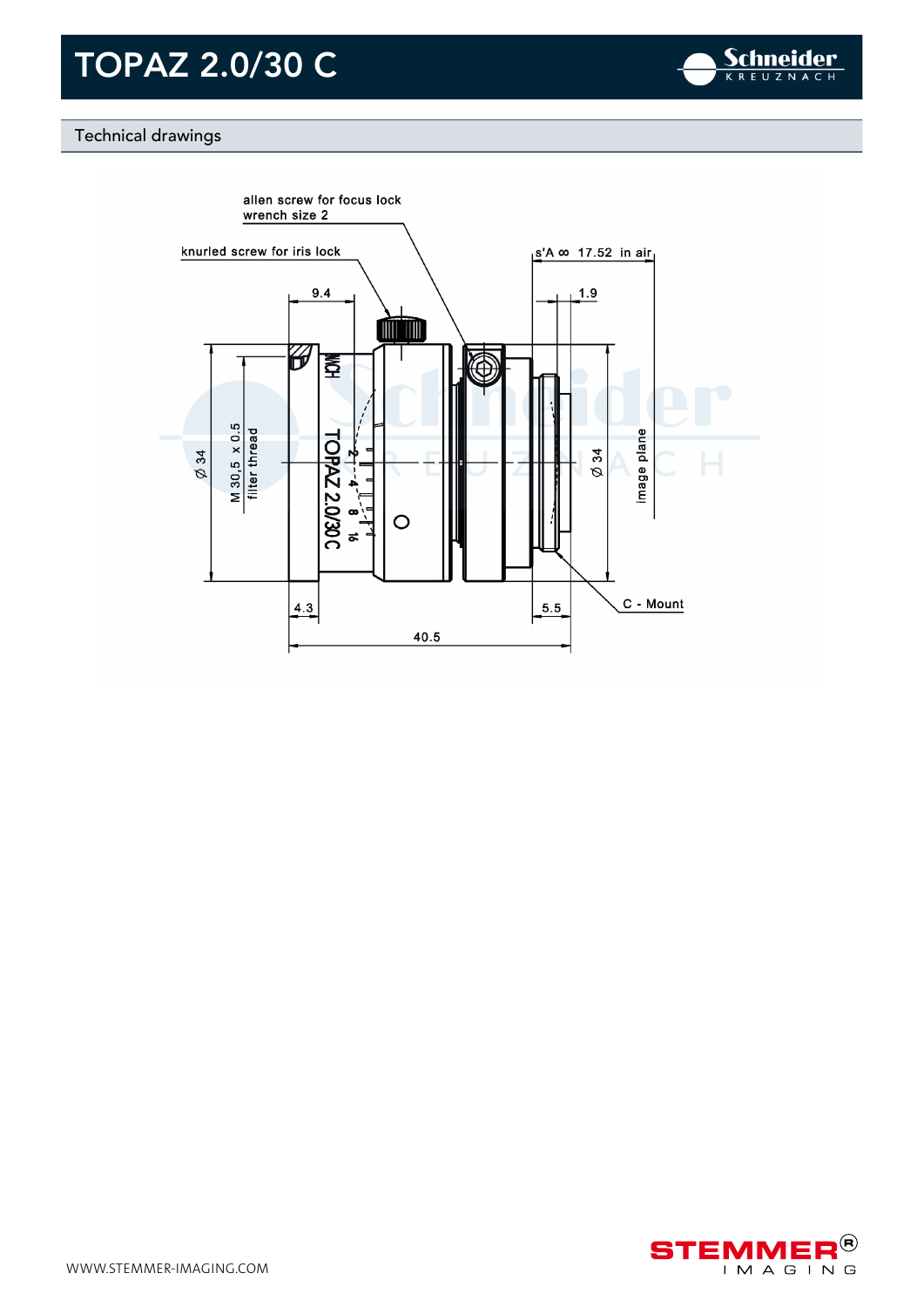# TOPAZ 2.0/30 C

## Technical drawings

allen screw for focus lock
wrench size 2

knurled screw for iris lock

9.4

s'A ∞ 17.52 in air

1.9

Ø 34

M 30,5 x 0.5
filter thread

Ø 34

image plane

4.3

5.5

C - Mount

40.5

WWW.STEMMER-IMAGING.COM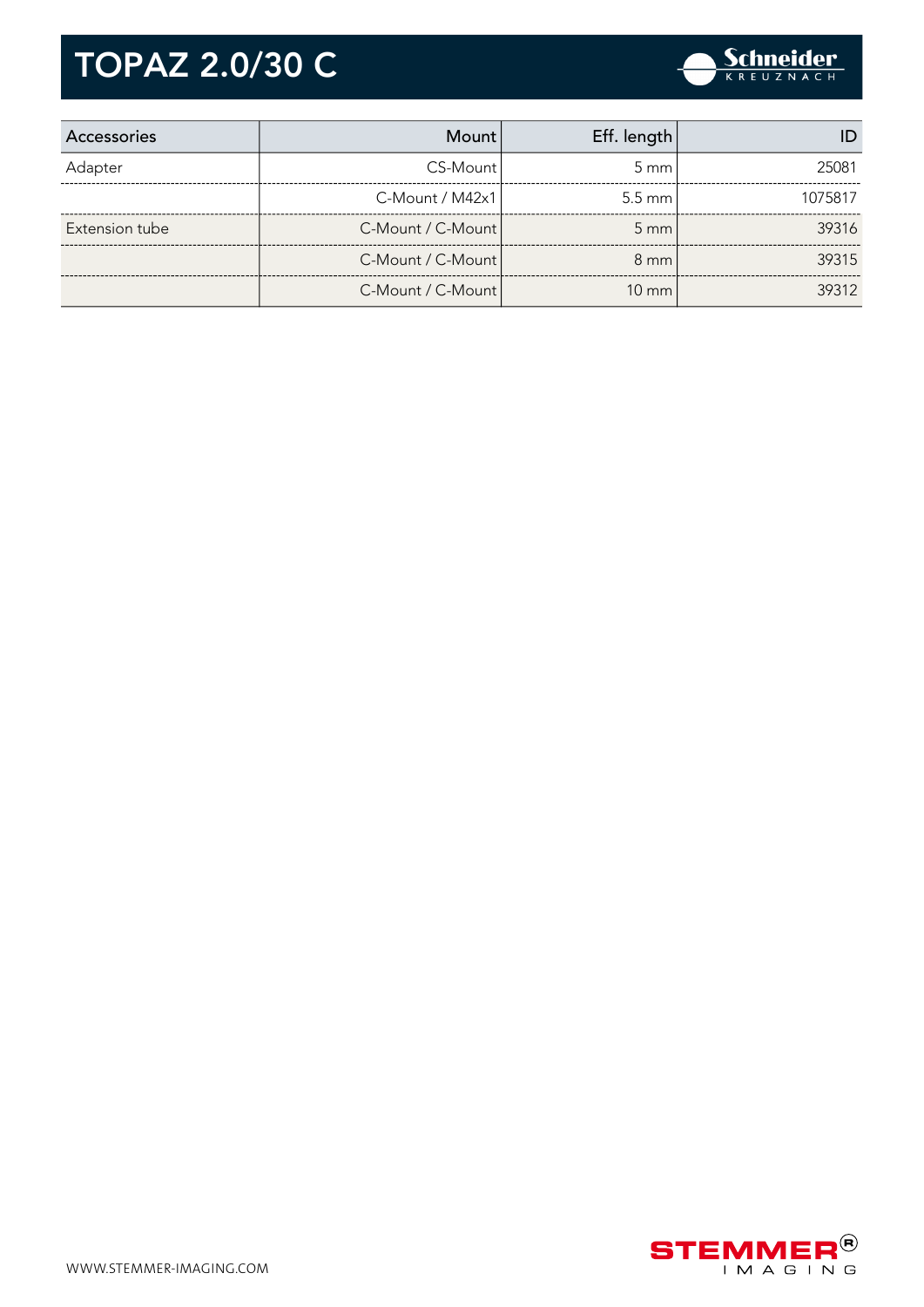# TOPAZ 2.0/30 C

| Accessories | Mount | Eff. length | ID |
|---|---|---|---|
| Adapter | CS-Mount | 5 mm | 25081 |
| | C-Mount / M42x1 | 5.5 mm | 1075817 |
| Extension tube | C-Mount / C-Mount | 5 mm | 39316 |
| | C-Mount / C-Mount | 8 mm | 39315 |
| | C-Mount / C-Mount | 10 mm | 39312 |

WWW.STEMMER-IMAGING.COM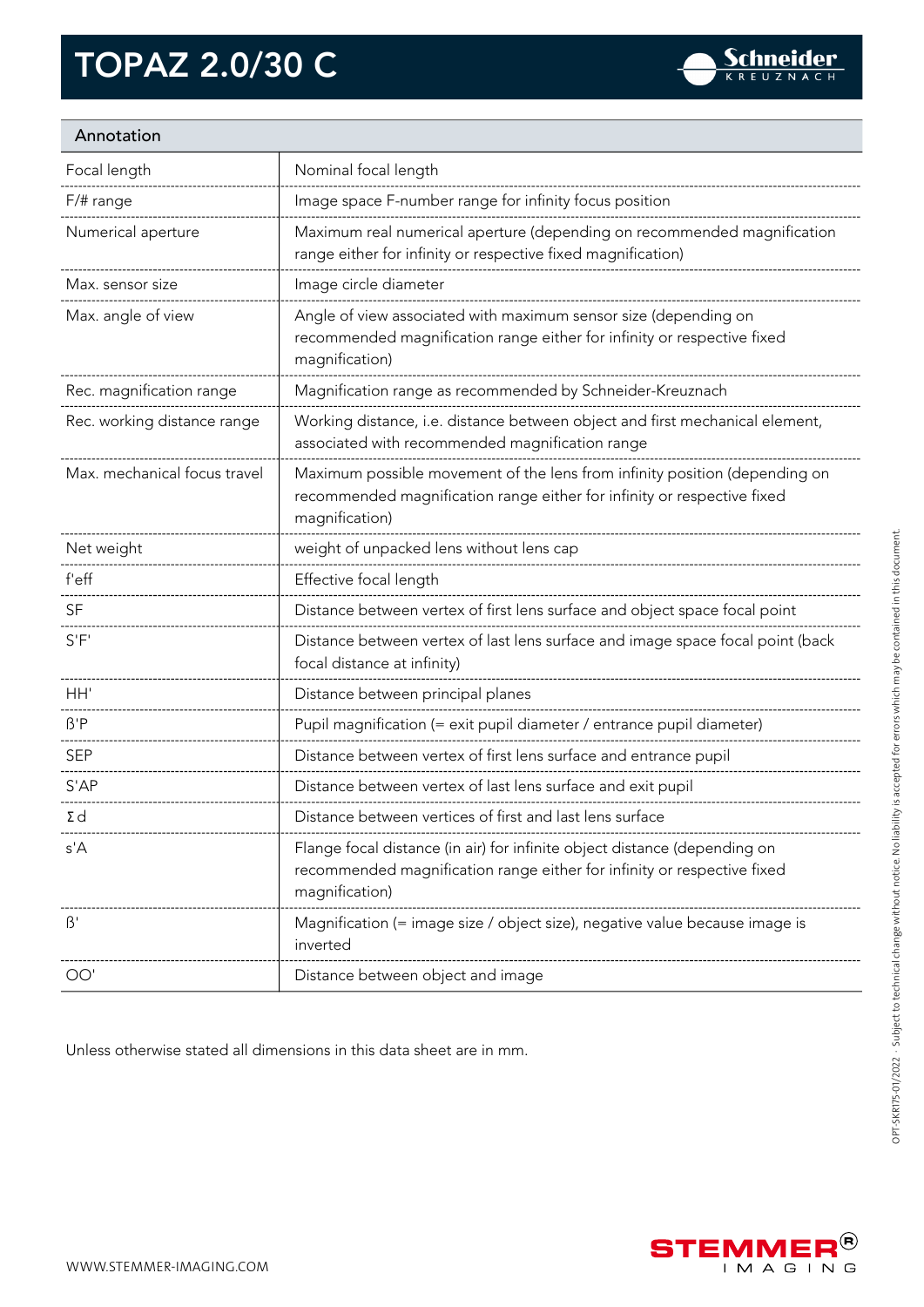# TOPAZ 2.0/30 C

| Annotation | |
|---|---|
| Focal length | Nominal focal length |
| F/# range | Image space F-number range for infinity focus position |
| Numerical aperture | Maximum real numerical aperture (depending on recommended magnification range either for infinity or respective fixed magnification) |
| Max. sensor size | Image circle diameter |
| Max. angle of view | Angle of view associated with maximum sensor size (depending on recommended magnification range either for infinity or respective fixed magnification) |
| Rec. magnification range | Magnification range as recommended by Schneider-Kreuznach |
| Rec. working distance range | Working distance, i.e. distance between object and first mechanical element, associated with recommended magnification range |
| Max. mechanical focus travel | Maximum possible movement of the lens from infinity position (depending on recommended magnification range either for infinity or respective fixed magnification) |
| Net weight | weight of unpacked lens without lens cap |
| f'eff | Effective focal length |
| SF | Distance between vertex of first lens surface and object space focal point |
| S'F' | Distance between vertex of last lens surface and image space focal point (back focal distance at infinity) |
| HH' | Distance between principal planes |
| ß'P | Pupil magnification (= exit pupil diameter / entrance pupil diameter) |
| SEP | Distance between vertex of first lens surface and entrance pupil |
| S'AP | Distance between vertex of last lens surface and exit pupil |
| Σd | Distance between vertices of first and last lens surface |
| s'A | Flange focal distance (in air) for infinite object distance (depending on recommended magnification range either for infinity or respective fixed magnification) |
| ß' | Magnification (= image size / object size), negative value because image is inverted |
| OO' | Distance between object and image |

Unless otherwise stated all dimensions in this data sheet are in mm.

OPT-SKR175-01/2022 · Subject to technical change without notice. No liability is accepted for errors which may be contained in this document.